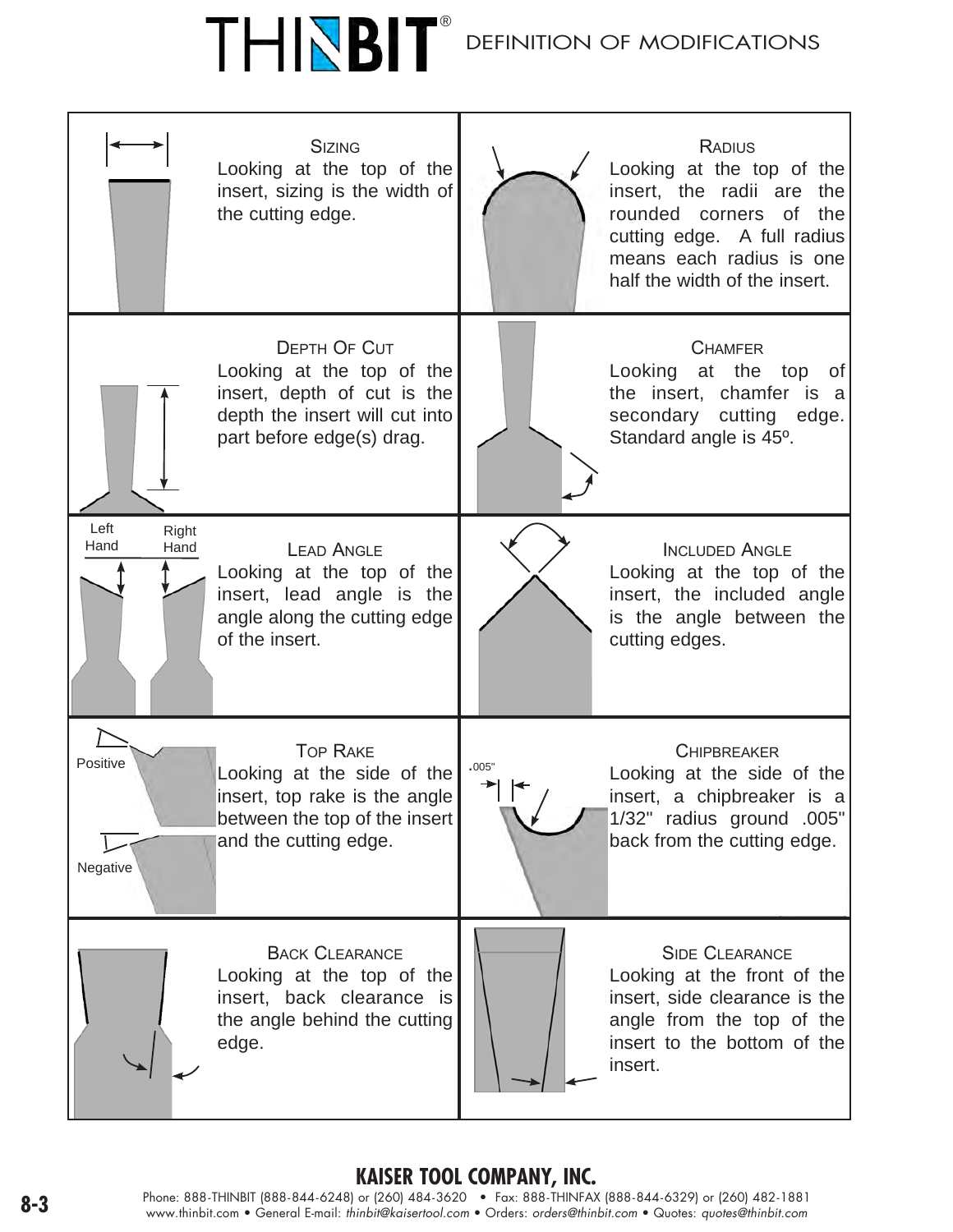# THINBIT® DEFINITION OF MODIFICATIONS

### Sizing
Looking at the top of the insert, sizing is the width of the cutting edge.

### Radius
Looking at the top of the insert, the radii are the rounded corners of the cutting edge. A full radius means each radius is one half the width of the insert.

### Depth Of Cut
Looking at the top of the insert, depth of cut is the depth the insert will cut into part before edge(s) drag.

### Chamfer
Looking at the top of the insert, chamfer is a secondary cutting edge. Standard angle is 45º.

### Lead Angle
Left Hand Right Hand

Looking at the top of the insert, lead angle is the angle along the cutting edge of the insert.

### Included Angle
Looking at the top of the insert, the included angle is the angle between the cutting edges.

### Top Rake
Positive Negative

Looking at the side of the insert, top rake is the angle between the top of the insert and the cutting edge.

### Chipbreaker
.005"

Looking at the side of the insert, a chipbreaker is a 1/32" radius ground .005" back from the cutting edge.

### Back Clearance
Looking at the top of the insert, back clearance is the angle behind the cutting edge.

### Side Clearance
Looking at the front of the insert, side clearance is the angle from the top of the insert to the bottom of the insert.

**KAISER TOOL COMPANY, INC.**

Phone: 888-THINBIT (888-844-6248) or (260) 484-3620 • Fax: 888-THINFAX (888-844-6329) or (260) 482-1881
www.thinbit.com • General E-mail: *thinbit@kaisertool.com* • Orders: *orders@thinbit.com* • Quotes: *quotes@thinbit.com*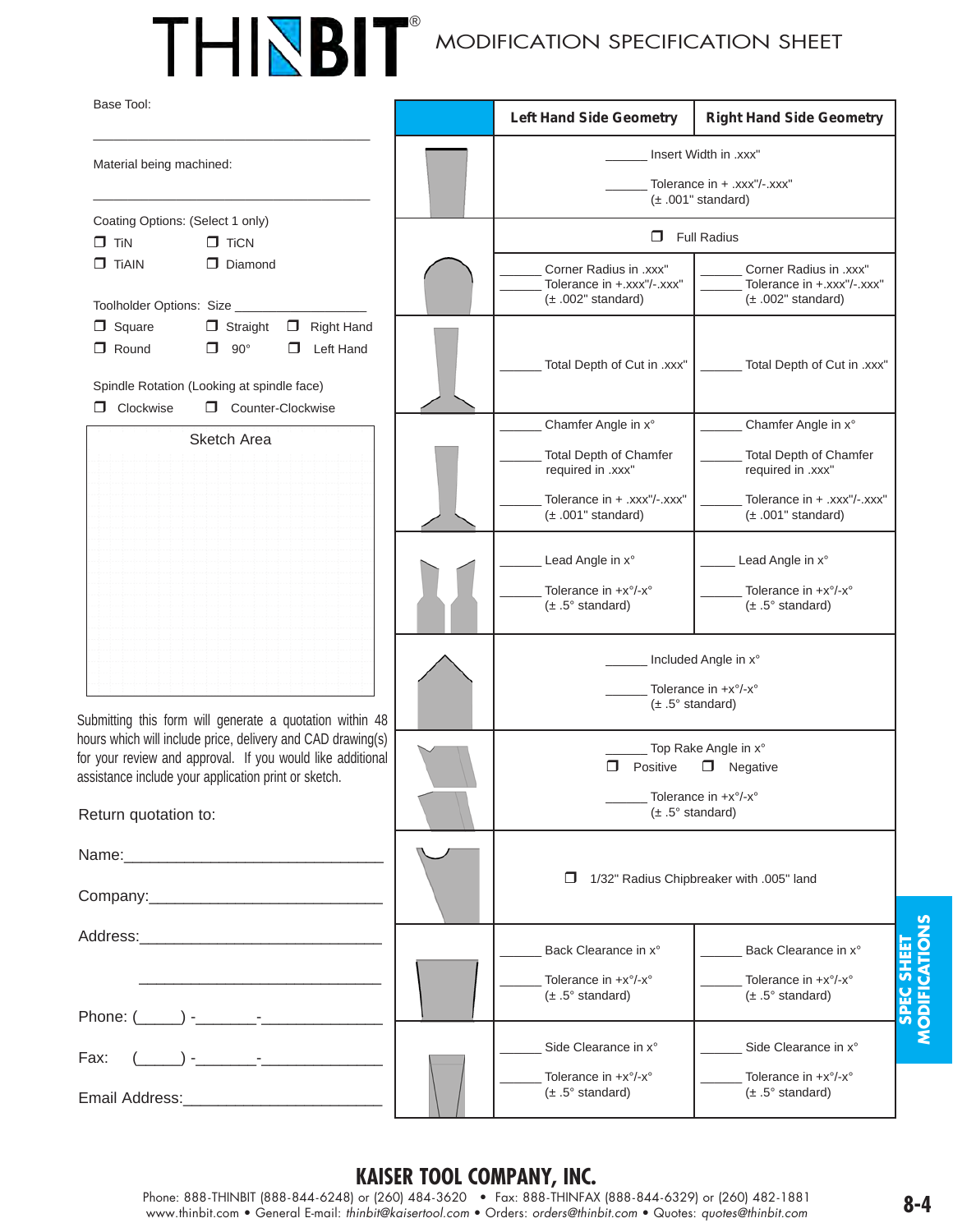# THINBIT® MODIFICATION SPECIFICATION SHEET

Base Tool:

______________________________

Material being machined:

______________________________

Coating Options: (Select 1 only)

❒ TiN ❒ TiCN

❒ TiAlN ❒ Diamond

Toolholder Options: Size ______________

❒ Square ❒ Straight ❒ Right Hand

❒ Round ❒ 90° ❒ Left Hand

Spindle Rotation (Looking at spindle face)

❒ Clockwise ❒ Counter-Clockwise

Sketch Area

Submitting this form will generate a quotation within 48 hours which will include price, delivery and CAD drawing(s) for your review and approval. If you would like additional assistance include your application print or sketch.

Return quotation to:

Name:______________________________

Company:______________________________

Address:______________________________

______________________________

Phone: (_____) -________-______________

Fax: (_____) -________-______________

Email Address:______________________________

| | Left Hand Side Geometry | Right Hand Side Geometry |
|---|---|---|
| | ______ Insert Width in .xxx"<br>______ Tolerance in + .xxx"/-.xxx" (± .001" standard) | |
| | ❒ Full Radius | |
| | ______ Corner Radius in .xxx"<br>______ Tolerance in +.xxx"/-.xxx" (± .002" standard) | ______ Corner Radius in .xxx"<br>______ Tolerance in +.xxx"/-.xxx" (± .002" standard) |
| | ______ Total Depth of Cut in .xxx" | ______ Total Depth of Cut in .xxx" |
| | ______ Chamfer Angle in x°<br>______ Total Depth of Chamfer required in .xxx"<br>______ Tolerance in + .xxx"/-.xxx" (± .001" standard) | ______ Chamfer Angle in x°<br>______ Total Depth of Chamfer required in .xxx"<br>______ Tolerance in + .xxx"/-.xxx" (± .001" standard) |
| | ______ Lead Angle in x°<br>______ Tolerance in +x°/-x° (± .5° standard) | ______ Lead Angle in x°<br>______ Tolerance in +x°/-x° (± .5° standard) |
| | ______ Included Angle in x°<br>______ Tolerance in +x°/-x° (± .5° standard) | |
| | ______ Top Rake Angle in x°<br>❒ Positive ❒ Negative<br>______ Tolerance in +x°/-x° (± .5° standard) | |
| | ❒ 1/32" Radius Chipbreaker with .005" land | |
| | ______ Back Clearance in x°<br>______ Tolerance in +x°/-x° (± .5° standard) | ______ Back Clearance in x°<br>______ Tolerance in +x°/-x° (± .5° standard) |
| | ______ Side Clearance in x°<br>______ Tolerance in +x°/-x° (± .5° standard) | ______ Side Clearance in x°<br>______ Tolerance in +x°/-x° (± .5° standard) |

SPEC SHEET MODIFICATIONS

**KAISER TOOL COMPANY, INC.**

Phone: 888-THINBIT (888-844-6248) or (260) 484-3620 • Fax: 888-THINFAX (888-844-6329) or (260) 482-1881
www.thinbit.com • General E-mail: *thinbit@kaisertool.com* • Orders: *orders@thinbit.com* • Quotes: *quotes@thinbit.com*